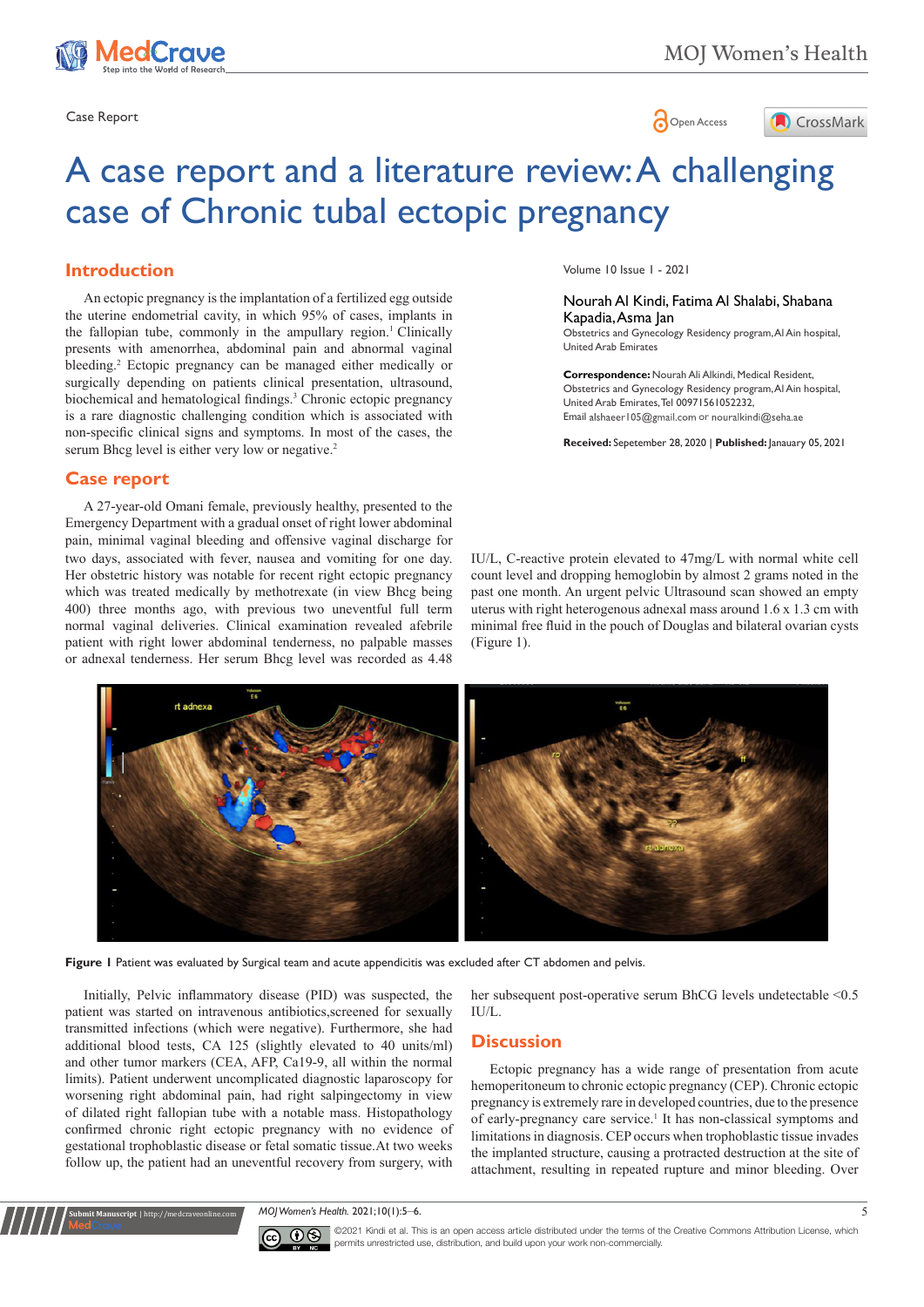Case Report

# A case report and a literature review: A challenging case of Chronic tubal ectopic pregnancy

Volume 10 Issue 1 - 2021

Nourah Al Kindi, Fatima Al Shalabi, Shabana Kapadia, Asma Jan

Obstetrics and Gynecology Residency program, Al Ain hospital, United Arab Emirates

**Correspondence:** Nourah Ali Alkindi, Medical Resident, Obstetrics and Gynecology Residency program, Al Ain hospital, United Arab Emirates, Tel 00971561052232, Email alshaeer105@gmail.com or nouralkindi@seha.ae

**Received:** Sepetember 28, 2020 | **Published:** Janauary 05, 2021

## Introduction

An ectopic pregnancy is the implantation of a fertilized egg outside the uterine endometrial cavity, in which 95% of cases, implants in the fallopian tube, commonly in the ampullary region.[1] Clinically presents with amenorrhea, abdominal pain and abnormal vaginal bleeding.[2] Ectopic pregnancy can be managed either medically or surgically depending on patients clinical presentation, ultrasound, biochemical and hematological findings.[3] Chronic ectopic pregnancy is a rare diagnostic challenging condition which is associated with non-specific clinical signs and symptoms. In most of the cases, the serum Bhcg level is either very low or negative.[2]

## Case report

A 27-year-old Omani female, previously healthy, presented to the Emergency Department with a gradual onset of right lower abdominal pain, minimal vaginal bleeding and offensive vaginal discharge for two days, associated with fever, nausea and vomiting for one day. Her obstetric history was notable for recent right ectopic pregnancy which was treated medically by methotrexate (in view Bhcg being 400) three months ago, with previous two uneventful full term normal vaginal deliveries. Clinical examination revealed afebrile patient with right lower abdominal tenderness, no palpable masses or adnexal tenderness. Her serum Bhcg level was recorded as 4.48 IU/L, C-reactive protein elevated to 47mg/L with normal white cell count level and dropping hemoglobin by almost 2 grams noted in the past one month. An urgent pelvic Ultrasound scan showed an empty uterus with right heterogenous adnexal mass around 1.6 x 1.3 cm with minimal free fluid in the pouch of Douglas and bilateral ovarian cysts (Figure 1).

**Figure 1** Patient was evaluated by Surgical team and acute appendicitis was excluded after CT abdomen and pelvis.

Initially, Pelvic inflammatory disease (PID) was suspected, the patient was started on intravenous antibiotics,screened for sexually transmitted infections (which were negative). Furthermore, she had additional blood tests, CA 125 (slightly elevated to 40 units/ml) and other tumor markers (CEA, AFP, Ca19-9, all within the normal limits). Patient underwent uncomplicated diagnostic laparoscopy for worsening right abdominal pain, had right salpingectomy in view of dilated right fallopian tube with a notable mass. Histopathology confirmed chronic right ectopic pregnancy with no evidence of gestational trophoblastic disease or fetal somatic tissue. At two weeks follow up, the patient had an uneventful recovery from surgery, with her subsequent post-operative serum BhCG levels undetectable <0.5 IU/L.

## Discussion

Ectopic pregnancy has a wide range of presentation from acute hemoperitoneum to chronic ectopic pregnancy (CEP). Chronic ectopic pregnancy is extremely rare in developed countries, due to the presence of early-pregnancy care service.[1] It has non-classical symptoms and limitations in diagnosis. CEP occurs when trophoblastic tissue invades the implanted structure, causing a protracted destruction at the site of attachment, resulting in repeated rupture and minor bleeding. Over

©2021 Kindi et al. This is an open access article distributed under the terms of the Creative Commons Attribution License, which permits unrestricted use, distribution, and build upon your work non-commercially.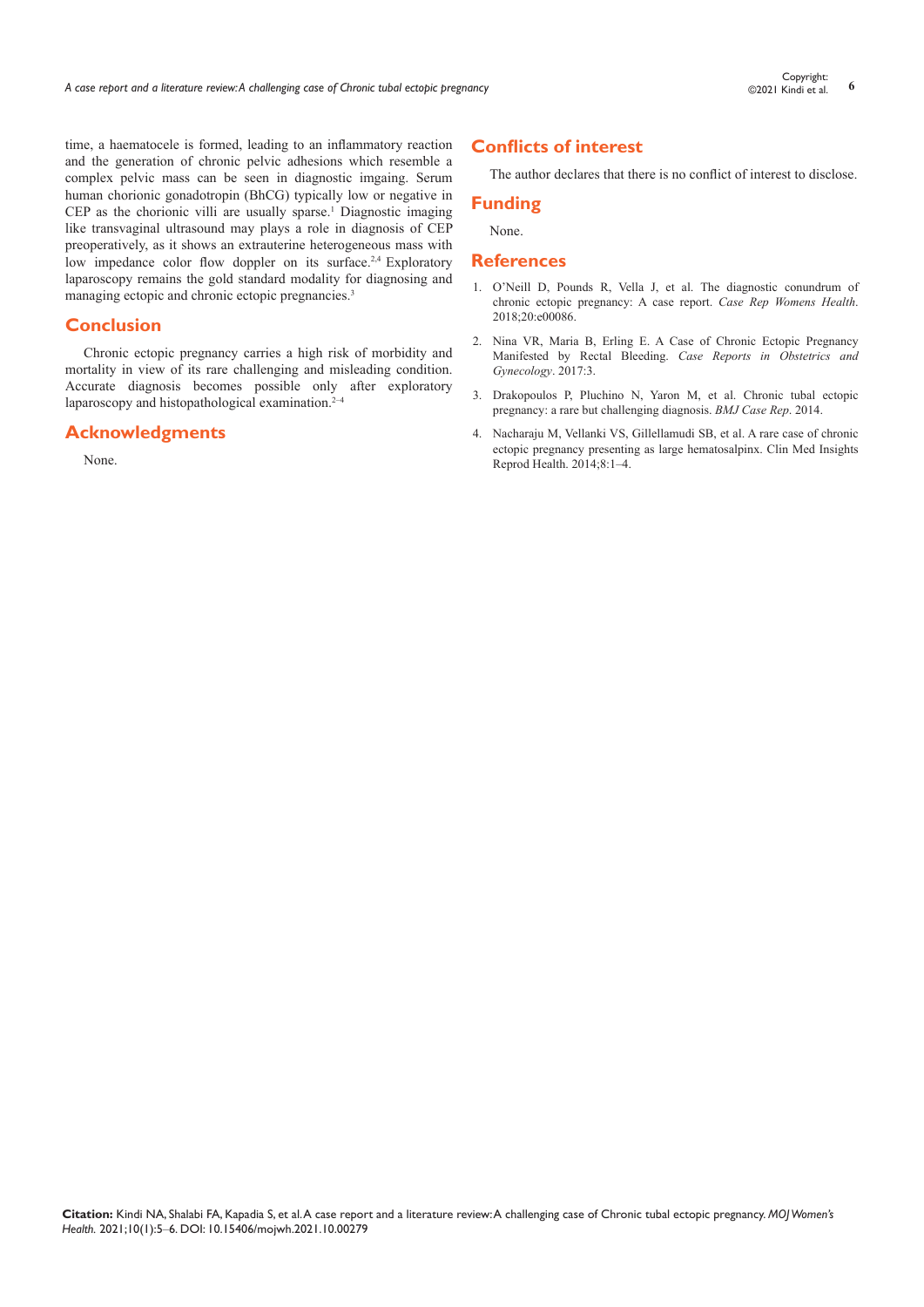time, a haematocele is formed, leading to an inflammatory reaction and the generation of chronic pelvic adhesions which resemble a complex pelvic mass can be seen in diagnostic imgaing. Serum human chorionic gonadotropin (BhCG) typically low or negative in CEP as the chorionic villi are usually sparse.[1] Diagnostic imaging like transvaginal ultrasound may plays a role in diagnosis of CEP preoperatively, as it shows an extrauterine heterogeneous mass with low impedance color flow doppler on its surface.[2,4] Exploratory laparoscopy remains the gold standard modality for diagnosing and managing ectopic and chronic ectopic pregnancies.[3]

## Conclusion

Chronic ectopic pregnancy carries a high risk of morbidity and mortality in view of its rare challenging and misleading condition. Accurate diagnosis becomes possible only after exploratory laparoscopy and histopathological examination.[2–4]

## Acknowledgments

None.

## Conflicts of interest

The author declares that there is no conflict of interest to disclose.

## Funding

None.

## References

1. O'Neill D, Pounds R, Vella J, et al. The diagnostic conundrum of chronic ectopic pregnancy: A case report. *Case Rep Womens Health*. 2018;20:e00086.
2. Nina VR, Maria B, Erling E. A Case of Chronic Ectopic Pregnancy Manifested by Rectal Bleeding. *Case Reports in Obstetrics and Gynecology*. 2017:3.
3. Drakopoulos P, Pluchino N, Yaron M, et al. Chronic tubal ectopic pregnancy: a rare but challenging diagnosis. *BMJ Case Rep*. 2014.
4. Nacharaju M, Vellanki VS, Gillellamudi SB, et al. A rare case of chronic ectopic pregnancy presenting as large hematosalpinx. Clin Med Insights Reprod Health. 2014;8:1–4.

**Citation:** Kindi NA, Shalabi FA, Kapadia S, et al. A case report and a literature review: A challenging case of Chronic tubal ectopic pregnancy. *MOJ Women's Health.* 2021;10(1):5‒6. DOI: 10.15406/mojwh.2021.10.00279